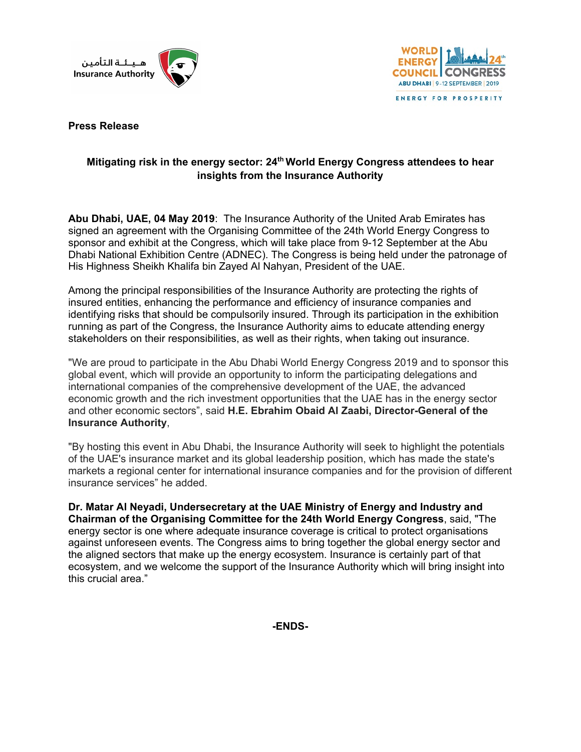هيـئـة التأمين
Insurance Authority

WORLD ENERGY COUNCIL | 24th CONGRESS
ABU DHABI | 9-12 SEPTEMBER | 2019
ENERGY FOR PROSPERITY

**Press Release**

## Mitigating risk in the energy sector: 24th World Energy Congress attendees to hear insights from the Insurance Authority

**Abu Dhabi, UAE, 04 May 2019**: The Insurance Authority of the United Arab Emirates has signed an agreement with the Organising Committee of the 24th World Energy Congress to sponsor and exhibit at the Congress, which will take place from 9-12 September at the Abu Dhabi National Exhibition Centre (ADNEC). The Congress is being held under the patronage of His Highness Sheikh Khalifa bin Zayed Al Nahyan, President of the UAE.

Among the principal responsibilities of the Insurance Authority are protecting the rights of insured entities, enhancing the performance and efficiency of insurance companies and identifying risks that should be compulsorily insured. Through its participation in the exhibition running as part of the Congress, the Insurance Authority aims to educate attending energy stakeholders on their responsibilities, as well as their rights, when taking out insurance.

"We are proud to participate in the Abu Dhabi World Energy Congress 2019 and to sponsor this global event, which will provide an opportunity to inform the participating delegations and international companies of the comprehensive development of the UAE, the advanced economic growth and the rich investment opportunities that the UAE has in the energy sector and other economic sectors", said **H.E. Ebrahim Obaid Al Zaabi, Director-General of the Insurance Authority**,

"By hosting this event in Abu Dhabi, the Insurance Authority will seek to highlight the potentials of the UAE's insurance market and its global leadership position, which has made the state's markets a regional center for international insurance companies and for the provision of different insurance services" he added.

**Dr. Matar Al Neyadi, Undersecretary at the UAE Ministry of Energy and Industry and Chairman of the Organising Committee for the 24th World Energy Congress**, said, "The energy sector is one where adequate insurance coverage is critical to protect organisations against unforeseen events. The Congress aims to bring together the global energy sector and the aligned sectors that make up the energy ecosystem. Insurance is certainly part of that ecosystem, and we welcome the support of the Insurance Authority which will bring insight into this crucial area."

**-ENDS-**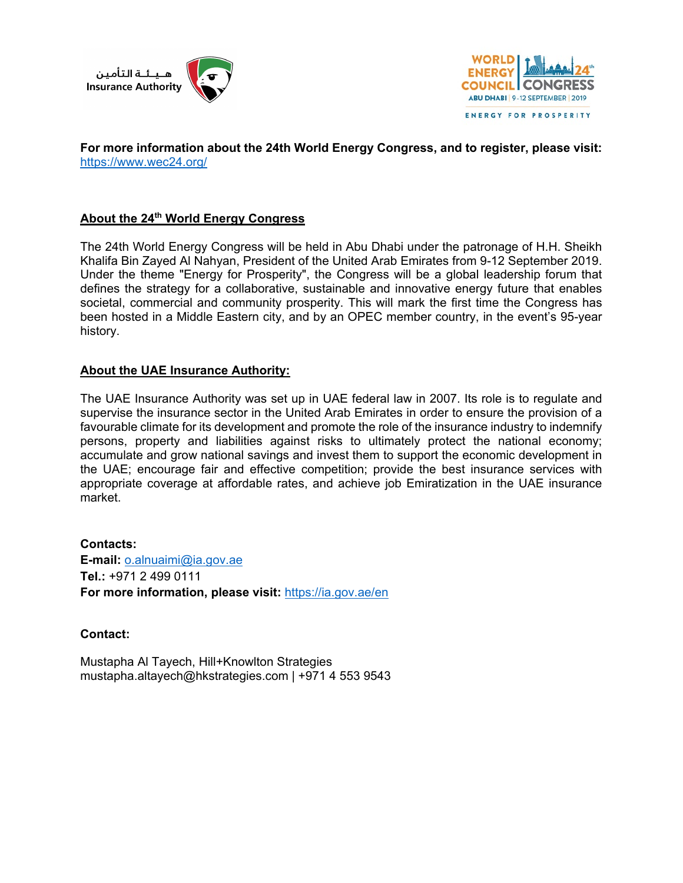**For more information about the 24th World Energy Congress, and to register, please visit:** https://www.wec24.org/

## About the 24th World Energy Congress

The 24th World Energy Congress will be held in Abu Dhabi under the patronage of H.H. Sheikh Khalifa Bin Zayed Al Nahyan, President of the United Arab Emirates from 9-12 September 2019. Under the theme "Energy for Prosperity", the Congress will be a global leadership forum that defines the strategy for a collaborative, sustainable and innovative energy future that enables societal, commercial and community prosperity. This will mark the first time the Congress has been hosted in a Middle Eastern city, and by an OPEC member country, in the event's 95-year history.

## About the UAE Insurance Authority:

The UAE Insurance Authority was set up in UAE federal law in 2007. Its role is to regulate and supervise the insurance sector in the United Arab Emirates in order to ensure the provision of a favourable climate for its development and promote the role of the insurance industry to indemnify persons, property and liabilities against risks to ultimately protect the national economy; accumulate and grow national savings and invest them to support the economic development in the UAE; encourage fair and effective competition; provide the best insurance services with appropriate coverage at affordable rates, and achieve job Emiratization in the UAE insurance market.

**Contacts:**
**E-mail:** o.alnuaimi@ia.gov.ae
**Tel.:** +971 2 499 0111
**For more information, please visit:** https://ia.gov.ae/en

**Contact:**

Mustapha Al Tayech, Hill+Knowlton Strategies
mustapha.altayech@hkstrategies.com | +971 4 553 9543